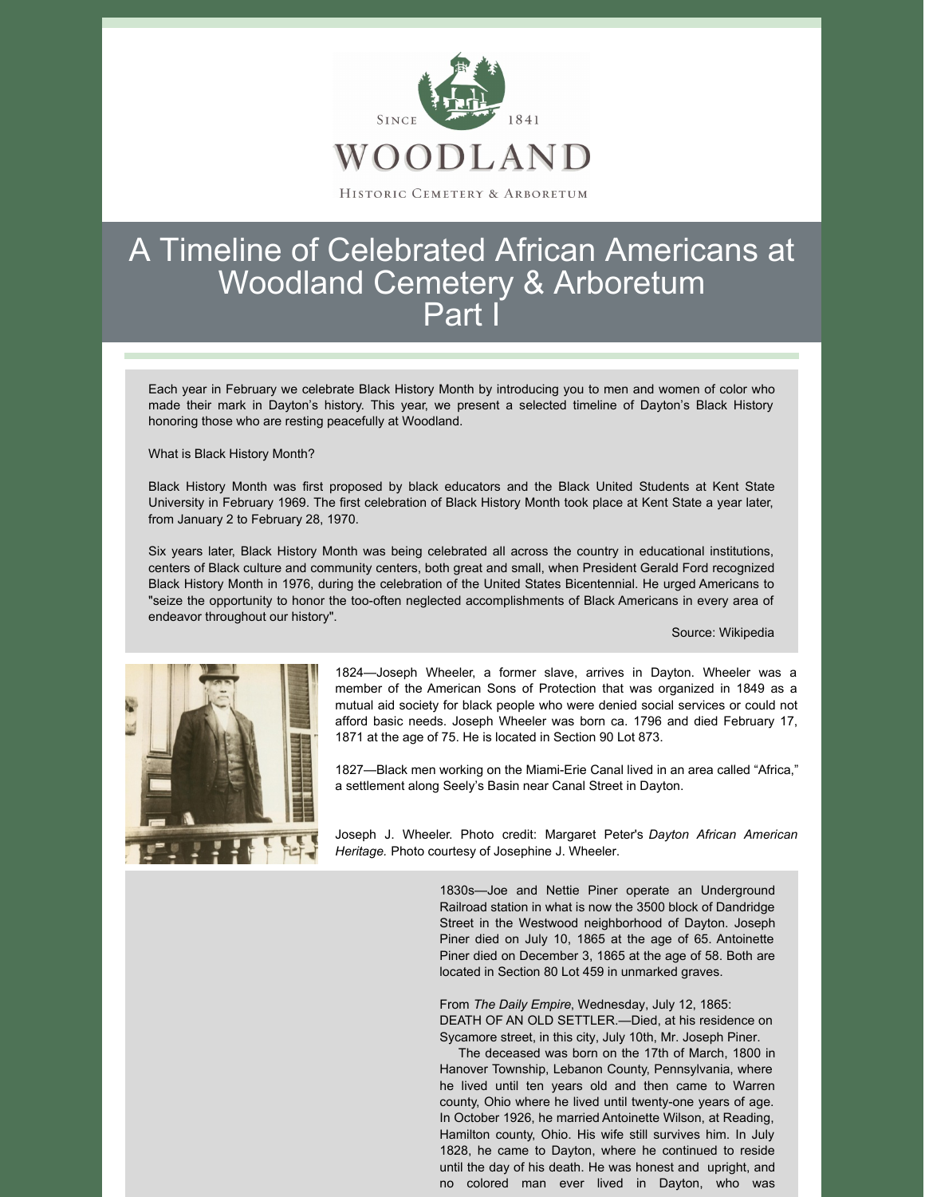SINCE 1841

WOODLAND

HISTORIC CEMETERY & ARBORETUM

# A Timeline of Celebrated African Americans at Woodland Cemetery & Arboretum Part I

Each year in February we celebrate Black History Month by introducing you to men and women of color who made their mark in Dayton's history. This year, we present a selected timeline of Dayton's Black History honoring those who are resting peacefully at Woodland.

What is Black History Month?

Black History Month was first proposed by black educators and the Black United Students at Kent State University in February 1969. The first celebration of Black History Month took place at Kent State a year later, from January 2 to February 28, 1970.

Six years later, Black History Month was being celebrated all across the country in educational institutions, centers of Black culture and community centers, both great and small, when President Gerald Ford recognized Black History Month in 1976, during the celebration of the United States Bicentennial. He urged Americans to "seize the opportunity to honor the too-often neglected accomplishments of Black Americans in every area of endeavor throughout our history".

Source: Wikipedia

1824—Joseph Wheeler, a former slave, arrives in Dayton. Wheeler was a member of the American Sons of Protection that was organized in 1849 as a mutual aid society for black people who were denied social services or could not afford basic needs. Joseph Wheeler was born ca. 1796 and died February 17, 1871 at the age of 75. He is located in Section 90 Lot 873.

1827—Black men working on the Miami-Erie Canal lived in an area called "Africa," a settlement along Seely's Basin near Canal Street in Dayton.

Joseph J. Wheeler. Photo credit: Margaret Peter's *Dayton African American Heritage.* Photo courtesy of Josephine J. Wheeler.

1830s—Joe and Nettie Piner operate an Underground Railroad station in what is now the 3500 block of Dandridge Street in the Westwood neighborhood of Dayton. Joseph Piner died on July 10, 1865 at the age of 65. Antoinette Piner died on December 3, 1865 at the age of 58. Both are located in Section 80 Lot 459 in unmarked graves.

From *The Daily Empire*, Wednesday, July 12, 1865:
DEATH OF AN OLD SETTLER.—Died, at his residence on Sycamore street, in this city, July 10th, Mr. Joseph Piner.

The deceased was born on the 17th of March, 1800 in Hanover Township, Lebanon County, Pennsylvania, where he lived until ten years old and then came to Warren county, Ohio where he lived until twenty-one years of age. In October 1926, he married Antoinette Wilson, at Reading, Hamilton county, Ohio. His wife still survives him. In July 1828, he came to Dayton, where he continued to reside until the day of his death. He was honest and upright, and no colored man ever lived in Dayton, who was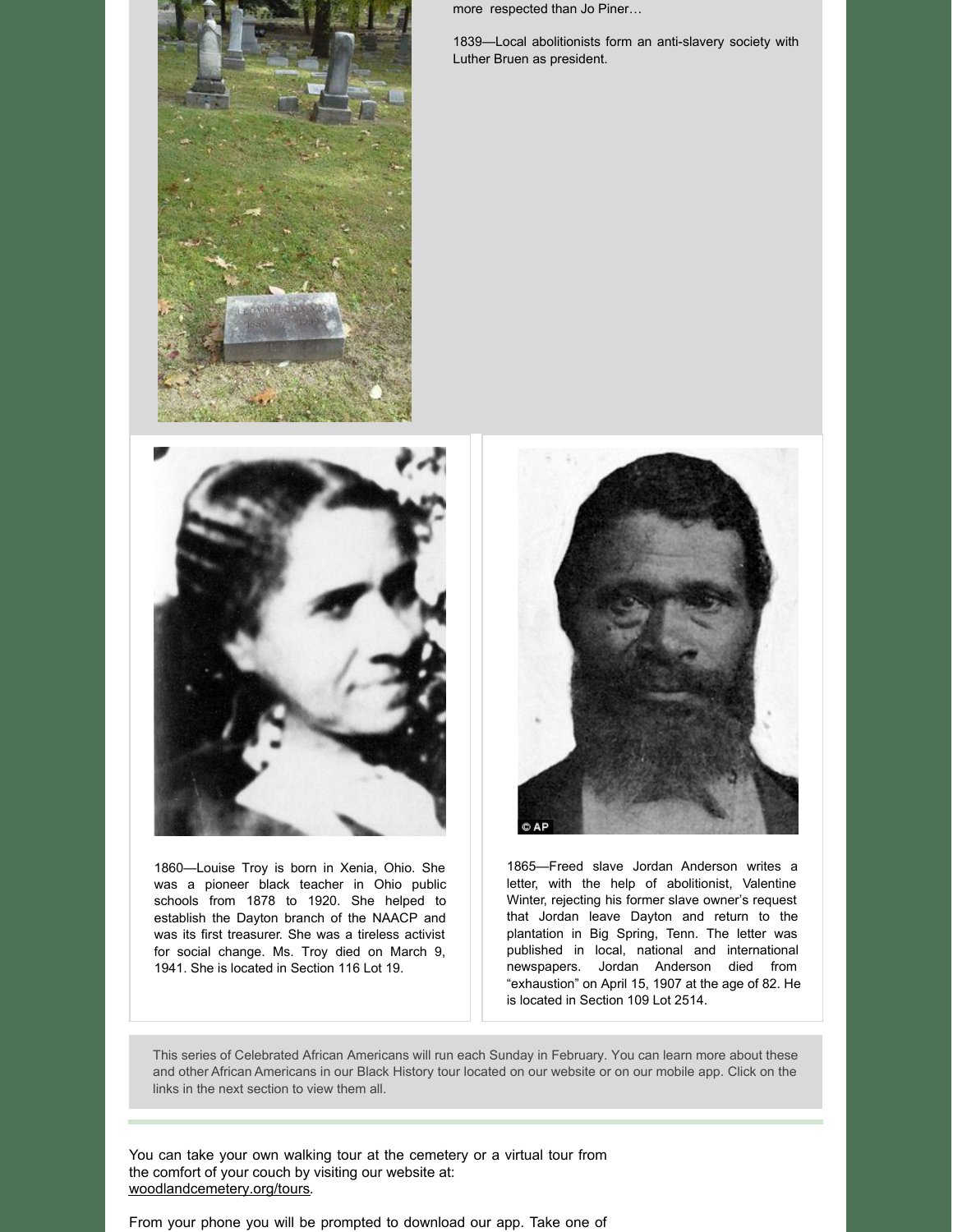more respected than Jo Piner…

1839—Local abolitionists form an anti-slavery society with Luther Bruen as president.

1860—Louise Troy is born in Xenia, Ohio. She was a pioneer black teacher in Ohio public schools from 1878 to 1920. She helped to establish the Dayton branch of the NAACP and was its first treasurer. She was a tireless activist for social change. Ms. Troy died on March 9, 1941. She is located in Section 116 Lot 19.

1865—Freed slave Jordan Anderson writes a letter, with the help of abolitionist, Valentine Winter, rejecting his former slave owner's request that Jordan leave Dayton and return to the plantation in Big Spring, Tenn. The letter was published in local, national and international newspapers. Jordan Anderson died from "exhaustion" on April 15, 1907 at the age of 82. He is located in Section 109 Lot 2514.

This series of Celebrated African Americans will run each Sunday in February. You can learn more about these and other African Americans in our Black History tour located on our website or on our mobile app. Click on the links in the next section to view them all.

---

You can take your own walking tour at the cemetery or a virtual tour from the comfort of your couch by visiting our website at: woodlandcemetery.org/tours.

From your phone you will be prompted to download our app. Take one of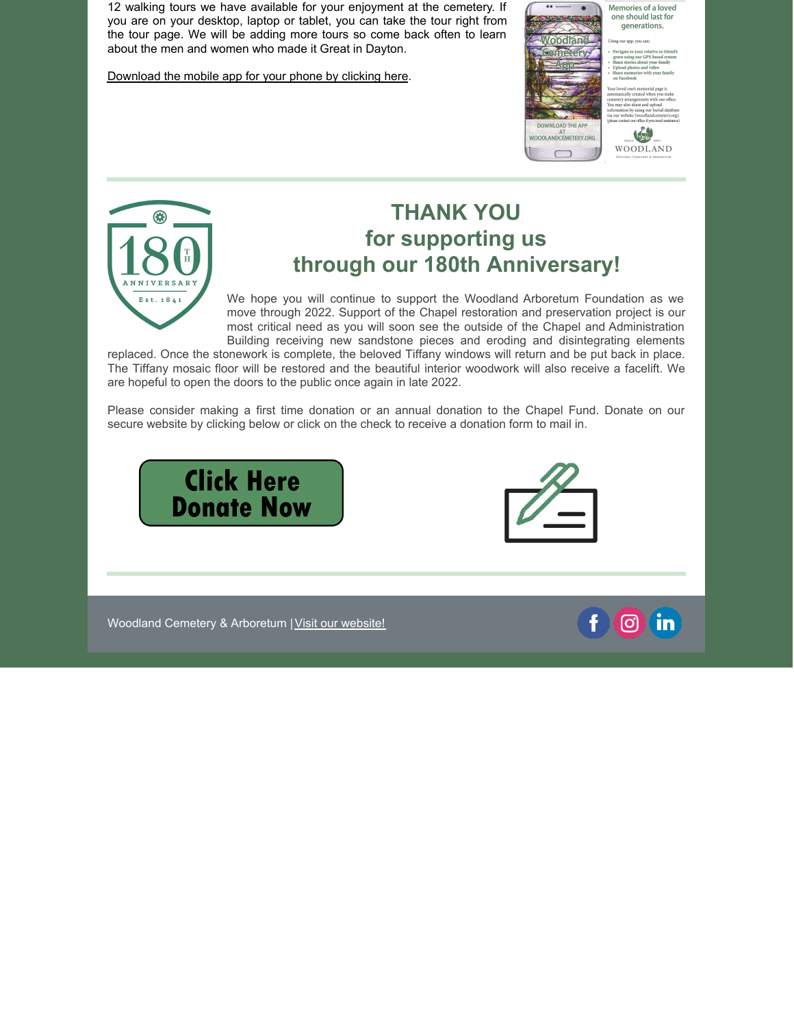12 walking tours we have available for your enjoyment at the cemetery. If you are on your desktop, laptop or tablet, you can take the tour right from the tour page. We will be adding more tours so come back often to learn about the men and women who made it Great in Dayton.

Download the mobile app for your phone by clicking here.

## THANK YOU
## for supporting us
## through our 180th Anniversary!

We hope you will continue to support the Woodland Arboretum Foundation as we move through 2022. Support of the Chapel restoration and preservation project is our most critical need as you will soon see the outside of the Chapel and Administration Building receiving new sandstone pieces and eroding and disintegrating elements replaced. Once the stonework is complete, the beloved Tiffany windows will return and be put back in place. The Tiffany mosaic floor will be restored and the beautiful interior woodwork will also receive a facelift. We are hopeful to open the doors to the public once again in late 2022.

Please consider making a first time donation or an annual donation to the Chapel Fund. Donate on our secure website by clicking below or click on the check to receive a donation form to mail in.

**Click Here Donate Now**

Woodland Cemetery & Arboretum | Visit our website!